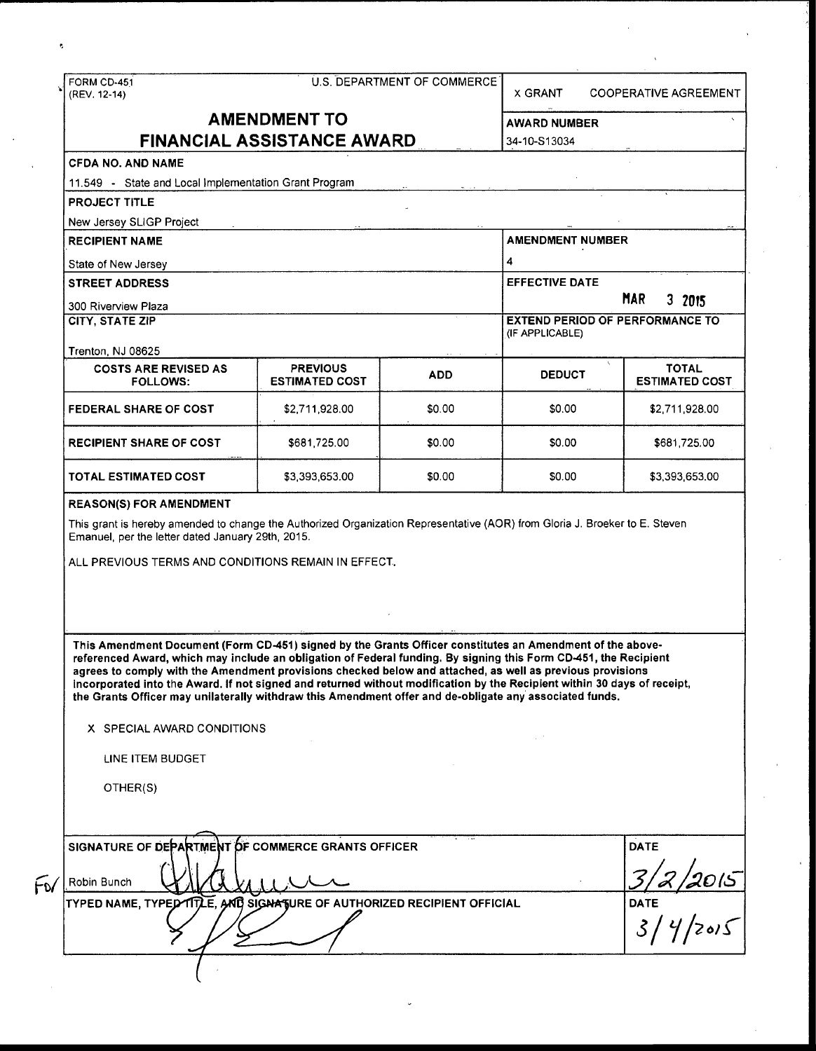FORM CD-451
(REV. 12-14)

U.S. DEPARTMENT OF COMMERCE

X GRANT COOPERATIVE AGREEMENT

# AMENDMENT TO FINANCIAL ASSISTANCE AWARD

**AWARD NUMBER**
34-10-S13034

**CFDA NO. AND NAME**
11.549 - State and Local Implementation Grant Program

**PROJECT TITLE**
New Jersey SLIGP Project

**RECIPIENT NAME**
State of New Jersey

**AMENDMENT NUMBER**
4

**STREET ADDRESS**
300 Riverview Plaza

**EFFECTIVE DATE**
MAR 3 2015

**CITY, STATE ZIP**
Trenton, NJ 08625

**EXTEND PERIOD OF PERFORMANCE TO** (IF APPLICABLE)

| COSTS ARE REVISED AS FOLLOWS: | PREVIOUS ESTIMATED COST | ADD | DEDUCT | TOTAL ESTIMATED COST |
|---|---|---|---|---|
| FEDERAL SHARE OF COST | $2,711,928.00 | $0.00 | $0.00 | $2,711,928.00 |
| RECIPIENT SHARE OF COST | $681,725.00 | $0.00 | $0.00 | $681,725.00 |
| TOTAL ESTIMATED COST | $3,393,653.00 | $0.00 | $0.00 | $3,393,653.00 |

**REASON(S) FOR AMENDMENT**

This grant is hereby amended to change the Authorized Organization Representative (AOR) from Gloria J. Broeker to E. Steven Emanuel, per the letter dated January 29th, 2015.

ALL PREVIOUS TERMS AND CONDITIONS REMAIN IN EFFECT.

**This Amendment Document (Form CD-451) signed by the Grants Officer constitutes an Amendment of the above-referenced Award, which may include an obligation of Federal funding. By signing this Form CD-451, the Recipient agrees to comply with the Amendment provisions checked below and attached, as well as previous provisions incorporated into the Award. If not signed and returned without modification by the Recipient within 30 days of receipt, the Grants Officer may unilaterally withdraw this Amendment offer and de-obligate any associated funds.**

X SPECIAL AWARD CONDITIONS

LINE ITEM BUDGET

OTHER(S)

| SIGNATURE OF DEPARTMENT OF COMMERCE GRANTS OFFICER | DATE |
|---|---|
| For Robin Bunch [signature] | 3/2/2015 |
| **TYPED NAME, TYPED TITLE, AND SIGNATURE OF AUTHORIZED RECIPIENT OFFICIAL** | **DATE** |
| [signature] | 3/4/2015 |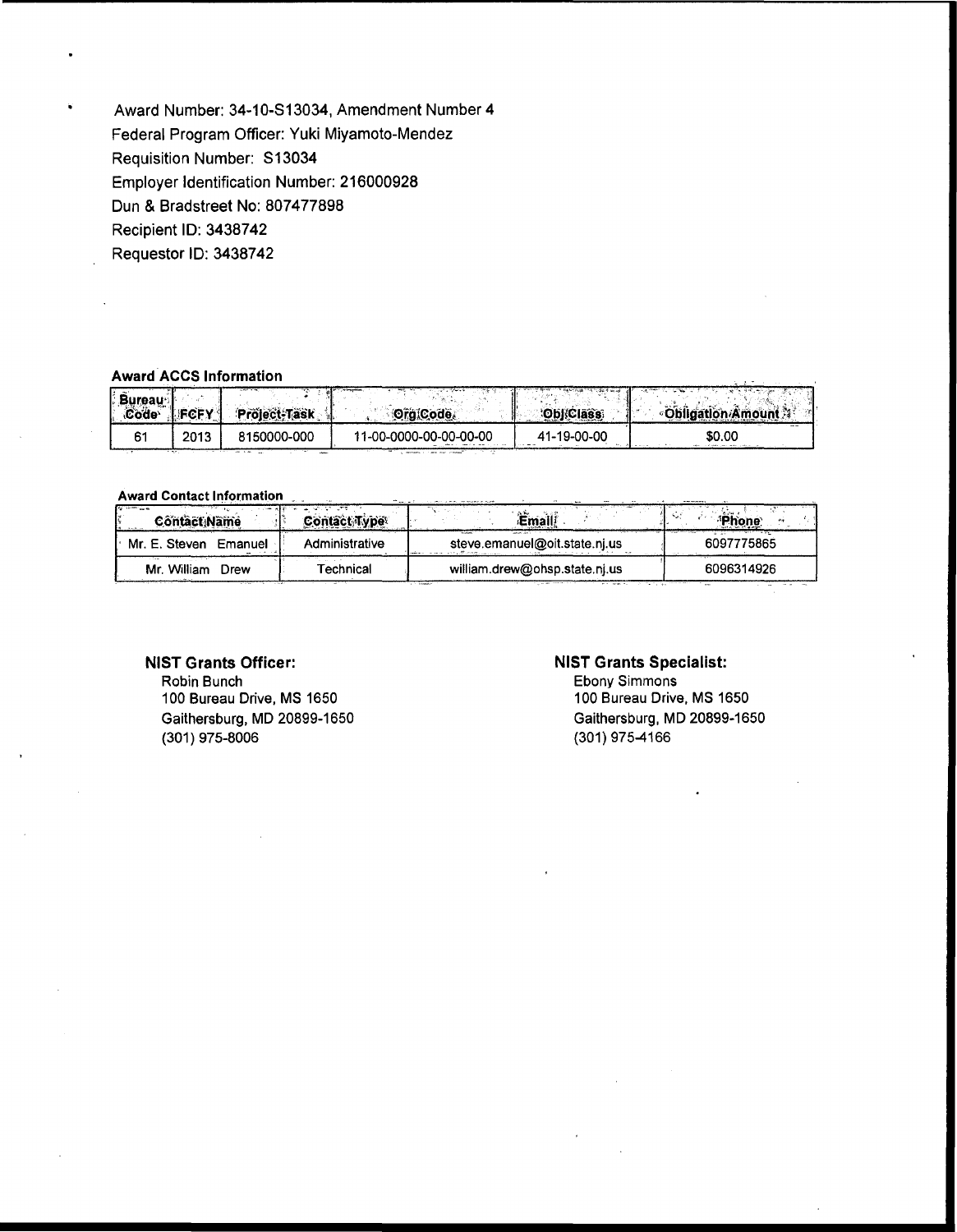Award Number: 34-10-S13034, Amendment Number 4
Federal Program Officer: Yuki Miyamoto-Mendez
Requisition Number: S13034
Employer Identification Number: 216000928
Dun & Bradstreet No: 807477898
Recipient ID: 3438742
Requestor ID: 3438742

**Award ACCS Information**

| Bureau Code | FCFY | Project-Task | Org Code | Obj Class | Obligation Amount |
|---|---|---|---|---|---|
| 61 | 2013 | 8150000-000 | 11-00-0000-00-00-00-00 | 41-19-00-00 | $0.00 |

**Award Contact Information**

| Contact Name | Contact Type | Email | Phone |
|---|---|---|---|
| Mr. E. Steven Emanuel | Administrative | steve.emanuel@oit.state.nj.us | 6097775865 |
| Mr. William Drew | Technical | william.drew@ohsp.state.nj.us | 6096314926 |

**NIST Grants Officer:**
Robin Bunch
100 Bureau Drive, MS 1650
Gaithersburg, MD 20899-1650
(301) 975-8006

**NIST Grants Specialist:**
Ebony Simmons
100 Bureau Drive, MS 1650
Gaithersburg, MD 20899-1650
(301) 975-4166